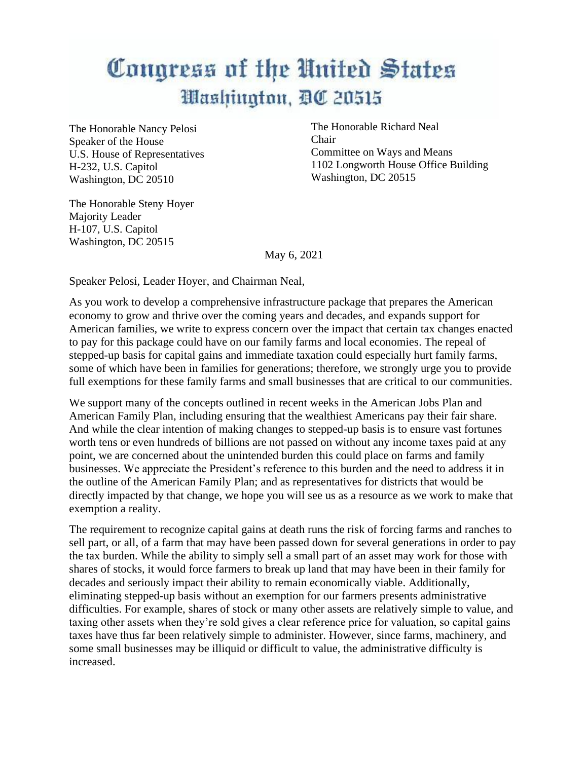# Congress of the United States
## Washington, DC 20515

The Honorable Nancy Pelosi
Speaker of the House
U.S. House of Representatives
H-232, U.S. Capitol
Washington, DC 20510

The Honorable Richard Neal
Chair
Committee on Ways and Means
1102 Longworth House Office Building
Washington, DC 20515

The Honorable Steny Hoyer
Majority Leader
H-107, U.S. Capitol
Washington, DC 20515

May 6, 2021

Speaker Pelosi, Leader Hoyer, and Chairman Neal,

As you work to develop a comprehensive infrastructure package that prepares the American economy to grow and thrive over the coming years and decades, and expands support for American families, we write to express concern over the impact that certain tax changes enacted to pay for this package could have on our family farms and local economies. The repeal of stepped-up basis for capital gains and immediate taxation could especially hurt family farms, some of which have been in families for generations; therefore, we strongly urge you to provide full exemptions for these family farms and small businesses that are critical to our communities.

We support many of the concepts outlined in recent weeks in the American Jobs Plan and American Family Plan, including ensuring that the wealthiest Americans pay their fair share. And while the clear intention of making changes to stepped-up basis is to ensure vast fortunes worth tens or even hundreds of billions are not passed on without any income taxes paid at any point, we are concerned about the unintended burden this could place on farms and family businesses. We appreciate the President's reference to this burden and the need to address it in the outline of the American Family Plan; and as representatives for districts that would be directly impacted by that change, we hope you will see us as a resource as we work to make that exemption a reality.

The requirement to recognize capital gains at death runs the risk of forcing farms and ranches to sell part, or all, of a farm that may have been passed down for several generations in order to pay the tax burden. While the ability to simply sell a small part of an asset may work for those with shares of stocks, it would force farmers to break up land that may have been in their family for decades and seriously impact their ability to remain economically viable. Additionally, eliminating stepped-up basis without an exemption for our farmers presents administrative difficulties. For example, shares of stock or many other assets are relatively simple to value, and taxing other assets when they're sold gives a clear reference price for valuation, so capital gains taxes have thus far been relatively simple to administer. However, since farms, machinery, and some small businesses may be illiquid or difficult to value, the administrative difficulty is increased.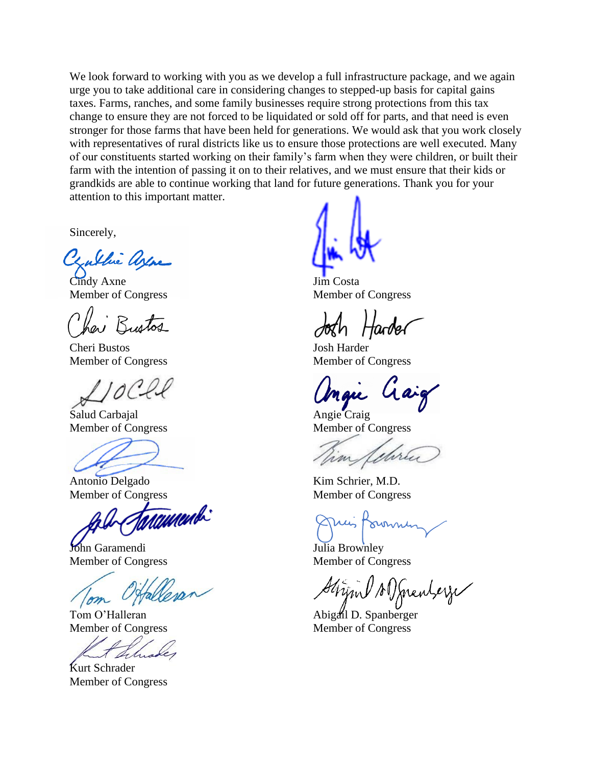We look forward to working with you as we develop a full infrastructure package, and we again urge you to take additional care in considering changes to stepped-up basis for capital gains taxes. Farms, ranches, and some family businesses require strong protections from this tax change to ensure they are not forced to be liquidated or sold off for parts, and that need is even stronger for those farms that have been held for generations. We would ask that you work closely with representatives of rural districts like us to ensure those protections are well executed. Many of our constituents started working on their family's farm when they were children, or built their farm with the intention of passing it on to their relatives, and we must ensure that their kids or grandkids are able to continue working that land for future generations. Thank you for your attention to this important matter.

Sincerely,

Cindy Axne
Member of Congress

Cheri Bustos
Member of Congress

Salud Carbajal
Member of Congress

Antonio Delgado
Member of Congress

John Garamendi
Member of Congress

Tom O'Halleran
Member of Congress

Kurt Schrader
Member of Congress

Jim Costa
Member of Congress

Josh Harder
Member of Congress

Angie Craig
Member of Congress

Kim Schrier, M.D.
Member of Congress

Julia Brownley
Member of Congress

Abigail D. Spanberger
Member of Congress